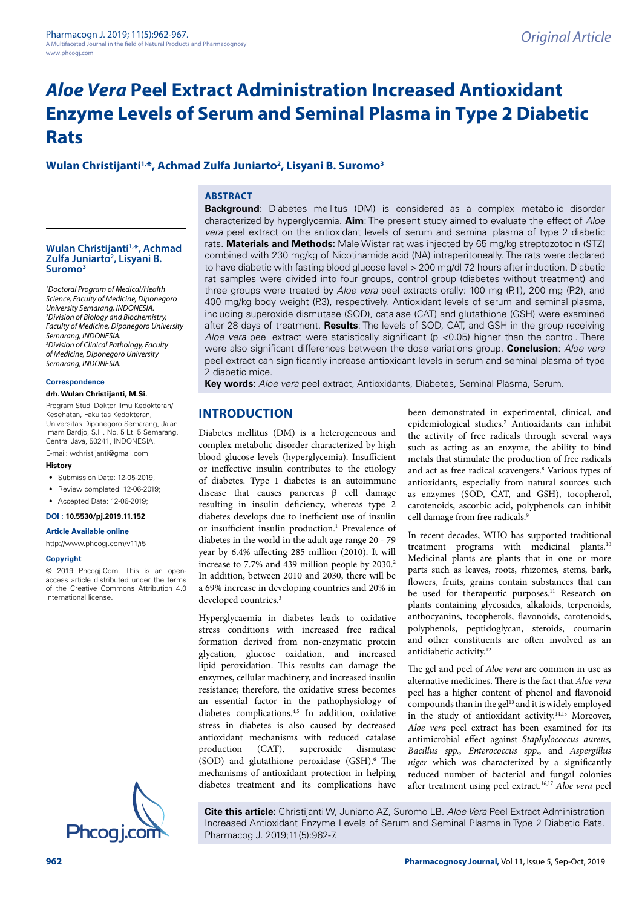Original Article

# *Aloe Vera* Peel Extract Administration Increased Antioxidant Enzyme Levels of Serum and Seminal Plasma in Type 2 Diabetic Rats

**Wulan Christijanti[1,*], Achmad Zulfa Juniarto[2], Lisyani B. Suromo[3]**

## ABSTRACT

**Background**: Diabetes mellitus (DM) is considered as a complex metabolic disorder characterized by high hyperglycemia. **Aim**: The present study aimed to evaluate the effect of *Aloe vera* peel extract on the antioxidant levels of serum and seminal plasma of type 2 diabetic rats. **Materials and Methods:** Male Wistar rat was injected by 65 mg/kg streptozotocin (STZ) combined with 230 mg/kg of Nicotinamide acid (NA) intraperitoneally. The rats were declared to have diabetic with fasting blood glucose level > 200 mg/dl 72 hours after induction. Diabetic rat samples were divided into four groups, control group (diabetes without treatment) and three groups were treated by *Aloe vera* peel extracts orally: 100 mg (P.1), 200 mg (P.2), and 400 mg/kg body weight (P.3), respectively. Antioxidant levels of serum and seminal plasma, including superoxide dismutase (SOD), catalase (CAT) and glutathione (GSH) were examined after 28 days of treatment. **Results**: The levels of SOD, CAT, and GSH in the group receiving *Aloe vera* peel extract were statistically significant ($p < 0.05$) higher than the control. There were also significant differences between the dose variations group. **Conclusion**: *Aloe vera* peel extract can significantly increase antioxidant levels in serum and seminal plasma of type 2 diabetic mice.

**Key words**: *Aloe vera* peel extract, Antioxidants, Diabetes, Seminal Plasma, Serum.

**Wulan Christijanti[1,*], Achmad Zulfa Juniarto[2], Lisyani B. Suromo[3]**

[1]*Doctoral Program of Medical/Health Science, Faculty of Medicine, Diponegoro University Semarang, INDONESIA.*
[2]*Division of Biology and Biochemistry, Faculty of Medicine, Diponegoro University Semarang, INDONESIA.*
[3]*Division of Clinical Pathology, Faculty of Medicine, Diponegoro University Semarang, INDONESIA.*

**Correspondence**

**drh. Wulan Christijanti, M.Si.**

Program Studi Doktor Ilmu Kedokteran/Kesehatan, Fakultas Kedokteran, Universitas Diponegoro Semarang, Jalan Imam Bardjo, S.H. No. 5 Lt. 5 Semarang, Central Java, 50241, INDONESIA.

E-mail: wchristijanti@gmail.com

**History**

- Submission Date: 12-05-2019;
- Review completed: 12-06-2019;
- Accepted Date: 12-06-2019;

**DOI : 10.5530/pj.2019.11.152**

**Article Available online**

http://www.phcogj.com/v11/i5

**Copyright**

© 2019 Phcogj.Com. This is an open-access article distributed under the terms of the Creative Commons Attribution 4.0 International license.

## INTRODUCTION

Diabetes mellitus (DM) is a heterogeneous and complex metabolic disorder characterized by high blood glucose levels (hyperglycemia). Insufficient or ineffective insulin contributes to the etiology of diabetes. Type 1 diabetes is an autoimmune disease that causes pancreas β cell damage resulting in insulin deficiency, whereas type 2 diabetes develops due to inefficient use of insulin or insufficient insulin production.[1] Prevalence of diabetes in the world in the adult age range 20 - 79 year by 6.4% affecting 285 million (2010). It will increase to 7.7% and 439 million people by 2030.[2] In addition, between 2010 and 2030, there will be a 69% increase in developing countries and 20% in developed countries.[3]

Hyperglycaemia in diabetes leads to oxidative stress conditions with increased free radical formation derived from non-enzymatic protein glycation, glucose oxidation, and increased lipid peroxidation. This results can damage the enzymes, cellular machinery, and increased insulin resistance; therefore, the oxidative stress becomes an essential factor in the pathophysiology of diabetes complications.[4,5] In addition, oxidative stress in diabetes is also caused by decreased antioxidant mechanisms with reduced catalase production (CAT), superoxide dismutase (SOD) and glutathione peroxidase (GSH).[6] The mechanisms of antioxidant protection in helping diabetes treatment and its complications have been demonstrated in experimental, clinical, and epidemiological studies.[7] Antioxidants can inhibit the activity of free radicals through several ways such as acting as an enzyme, the ability to bind metals that stimulate the production of free radicals and act as free radical scavengers.[8] Various types of antioxidants, especially from natural sources such as enzymes (SOD, CAT, and GSH), tocopherol, carotenoids, ascorbic acid, polyphenols can inhibit cell damage from free radicals.[9]

In recent decades, WHO has supported traditional treatment programs with medicinal plants.[10] Medicinal plants are plants that in one or more parts such as leaves, roots, rhizomes, stems, bark, flowers, fruits, grains contain substances that can be used for therapeutic purposes.[11] Research on plants containing glycosides, alkaloids, terpenoids, anthocyanins, tocopherols, flavonoids, carotenoids, polyphenols, peptidoglycan, steroids, coumarin and other constituents are often involved as an antidiabetic activity.[12]

The gel and peel of *Aloe vera* are common in use as alternative medicines. There is the fact that *Aloe vera* peel has a higher content of phenol and flavonoid compounds than in the gel[13] and it is widely employed in the study of antioxidant activity.[14,15] Moreover, *Aloe vera* peel extract has been examined for its antimicrobial effect against *Staphylococcus aureus, Bacillus spp.*, *Enterococcus spp.*, and *Aspergillus niger* which was characterized by a significantly reduced number of bacterial and fungal colonies after treatment using peel extract.[16,17] *Aloe vera* peel

**Cite this article:** Christijanti W, Juniarto AZ, Suromo LB. *Aloe Vera* Peel Extract Administration Increased Antioxidant Enzyme Levels of Serum and Seminal Plasma in Type 2 Diabetic Rats. Pharmacog J. 2019;11(5):962-7.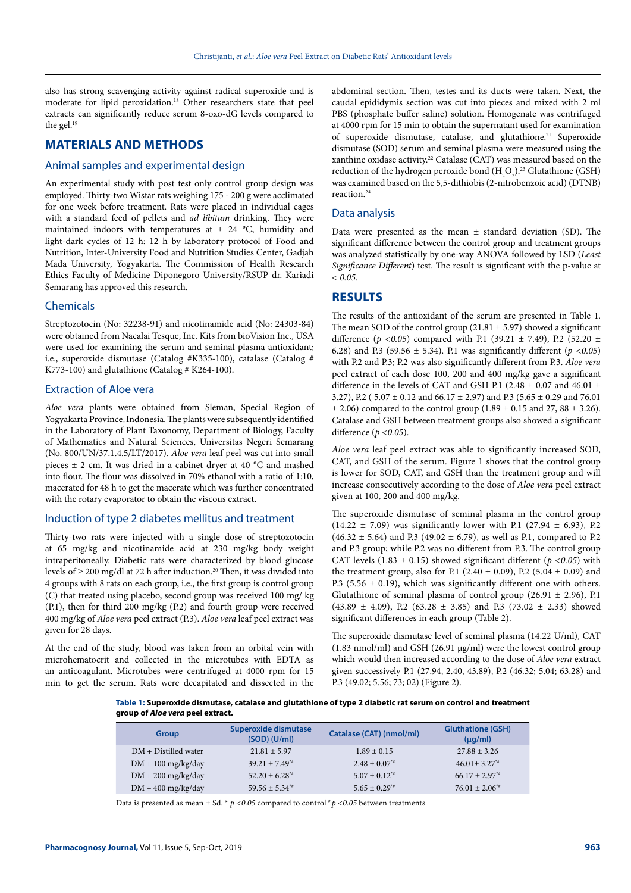also has strong scavenging activity against radical superoxide and is moderate for lipid peroxidation.[18] Other researchers state that peel extracts can significantly reduce serum 8-oxo-dG levels compared to the gel.[19]

## MATERIALS AND METHODS

### Animal samples and experimental design

An experimental study with post test only control group design was employed. Thirty-two Wistar rats weighing 175 - 200 g were acclimated for one week before treatment. Rats were placed in individual cages with a standard feed of pellets and *ad libitum* drinking. They were maintained indoors with temperatures at ± 24 °C, humidity and light-dark cycles of 12 h: 12 h by laboratory protocol of Food and Nutrition, Inter-University Food and Nutrition Studies Center, Gadjah Mada University, Yogyakarta. The Commission of Health Research Ethics Faculty of Medicine Diponegoro University/RSUP dr. Kariadi Semarang has approved this research.

### Chemicals

Streptozotocin (No: 32238-91) and nicotinamide acid (No: 24303-84) were obtained from Nacalai Tesque, Inc. Kits from bioVision Inc., USA were used for examining the serum and seminal plasma antioxidant; i.e., superoxide dismutase (Catalog #K335-100), catalase (Catalog # K773-100) and glutathione (Catalog # K264-100).

### Extraction of Aloe vera

*Aloe vera* plants were obtained from Sleman, Special Region of Yogyakarta Province, Indonesia. The plants were subsequently identified in the Laboratory of Plant Taxonomy, Department of Biology, Faculty of Mathematics and Natural Sciences, Universitas Negeri Semarang (No. 800/UN/37.1.4.5/LT/2017). *Aloe vera* leaf peel was cut into small pieces ± 2 cm. It was dried in a cabinet dryer at 40 °C and mashed into flour. The flour was dissolved in 70% ethanol with a ratio of 1:10, macerated for 48 h to get the macerate which was further concentrated with the rotary evaporator to obtain the viscous extract.

### Induction of type 2 diabetes mellitus and treatment

Thirty-two rats were injected with a single dose of streptozotocin at 65 mg/kg and nicotinamide acid at 230 mg/kg body weight intraperitoneally. Diabetic rats were characterized by blood glucose levels of ≥ 200 mg/dl at 72 h after induction.[20] Then, it was divided into 4 groups with 8 rats on each group, i.e., the first group is control group (C) that treated using placebo, second group was received 100 mg/ kg (P.1), then for third 200 mg/kg (P.2) and fourth group were received 400 mg/kg of *Aloe vera* peel extract (P.3). *Aloe vera* leaf peel extract was given for 28 days.

At the end of the study, blood was taken from an orbital vein with microhematocrit and collected in the microtubes with EDTA as an anticoagulant. Microtubes were centrifuged at 4000 rpm for 15 min to get the serum. Rats were decapitated and dissected in the abdominal section. Then, testes and its ducts were taken. Next, the caudal epididymis section was cut into pieces and mixed with 2 ml PBS (phosphate buffer saline) solution. Homogenate was centrifuged at 4000 rpm for 15 min to obtain the supernatant used for examination of superoxide dismutase, catalase, and glutathione.[21] Superoxide dismutase (SOD) serum and seminal plasma were measured using the xanthine oxidase activity.[22] Catalase (CAT) was measured based on the reduction of the hydrogen peroxide bond ($H_2O_2$).[23] Glutathione (GSH) was examined based on the 5,5-dithiobis (2-nitrobenzoic acid) (DTNB) reaction.[24]

### Data analysis

Data were presented as the mean ± standard deviation (SD). The significant difference between the control group and treatment groups was analyzed statistically by one-way ANOVA followed by LSD (*Least Significance Different*) test. The result is significant with the p-value at $< 0.05$.

## RESULTS

The results of the antioxidant of the serum are presented in Table 1. The mean SOD of the control group (21.81 ± 5.97) showed a significant difference ($p < 0.05$) compared with P.1 (39.21 ± 7.49), P.2 (52.20 ± 6.28) and P.3 (59.56 ± 5.34). P.1 was significantly different ($p < 0.05$) with P.2 and P.3; P.2 was also significantly different from P.3. *Aloe vera* peel extract of each dose 100, 200 and 400 mg/kg gave a significant difference in the levels of CAT and GSH P.1 (2.48 ± 0.07 and 46.01 ± 3.27), P.2 ( 5.07 ± 0.12 and 66.17 ± 2.97) and P.3 (5.65 ± 0.29 and 76.01 ± 2.06) compared to the control group (1.89 ± 0.15 and 27, 88 ± 3.26). Catalase and GSH between treatment groups also showed a significant difference ($p < 0.05$).

*Aloe vera* leaf peel extract was able to significantly increased SOD, CAT, and GSH of the serum. Figure 1 shows that the control group is lower for SOD, CAT, and GSH than the treatment group and will increase consecutively according to the dose of *Aloe vera* peel extract given at 100, 200 and 400 mg/kg.

The superoxide dismutase of seminal plasma in the control group (14.22 ± 7.09) was significantly lower with P.1 (27.94 ± 6.93), P.2 (46.32 ± 5.64) and P.3 (49.02 ± 6.79), as well as P.1, compared to P.2 and P.3 group; while P.2 was no different from P.3. The control group CAT levels (1.83 ± 0.15) showed significant different ($p < 0.05$) with the treatment group, also for P.1 (2.40 ± 0.09), P.2 (5.04 ± 0.09) and P.3 (5.56 ± 0.19), which was significantly different one with others. Glutathione of seminal plasma of control group (26.91 ± 2.96), P.1 (43.89 ± 4.09), P.2 (63.28 ± 3.85) and P.3 (73.02 ± 2.33) showed significant differences in each group (Table 2).

The superoxide dismutase level of seminal plasma (14.22 U/ml), CAT (1.83 nmol/ml) and GSH (26.91 μg/ml) were the lowest control group which would then increased according to the dose of *Aloe vera* extract given successively P.1 (27.94, 2.40, 43.89), P.2 (46.32; 5.04; 63.28) and P.3 (49.02; 5.56; 73; 02) (Figure 2).

**Table 1: Superoxide dismutase, catalase and glutathione of type 2 diabetic rat serum on control and treatment group of *Aloe vera* peel extract.**

| Group | Superoxide dismutase (SOD) (U/ml) | Catalase (CAT) (nmol/ml) | Gluthatione (GSH) (µg/ml) |
|---|---|---|---|
| DM + Distilled water | 21.81 ± 5.97 | 1.89 ± 0.15 | 27.88 ± 3.26 |
| DM + 100 mg/kg/day | 39.21 ± 7.49*# | 2.48 ± 0.07*# | 46.01± 3.27*# |
| DM + 200 mg/kg/day | 52.20 ± 6.28*# | 5.07 ± 0.12*# | 66.17 ± 2.97*# |
| DM + 400 mg/kg/day | 59.56 ± 5.34*# | 5.65 ± 0.29*# | 76.01 ± 2.06*# |

Data is presented as mean ± Sd. * $p < 0.05$ compared to control # $p < 0.05$ between treatments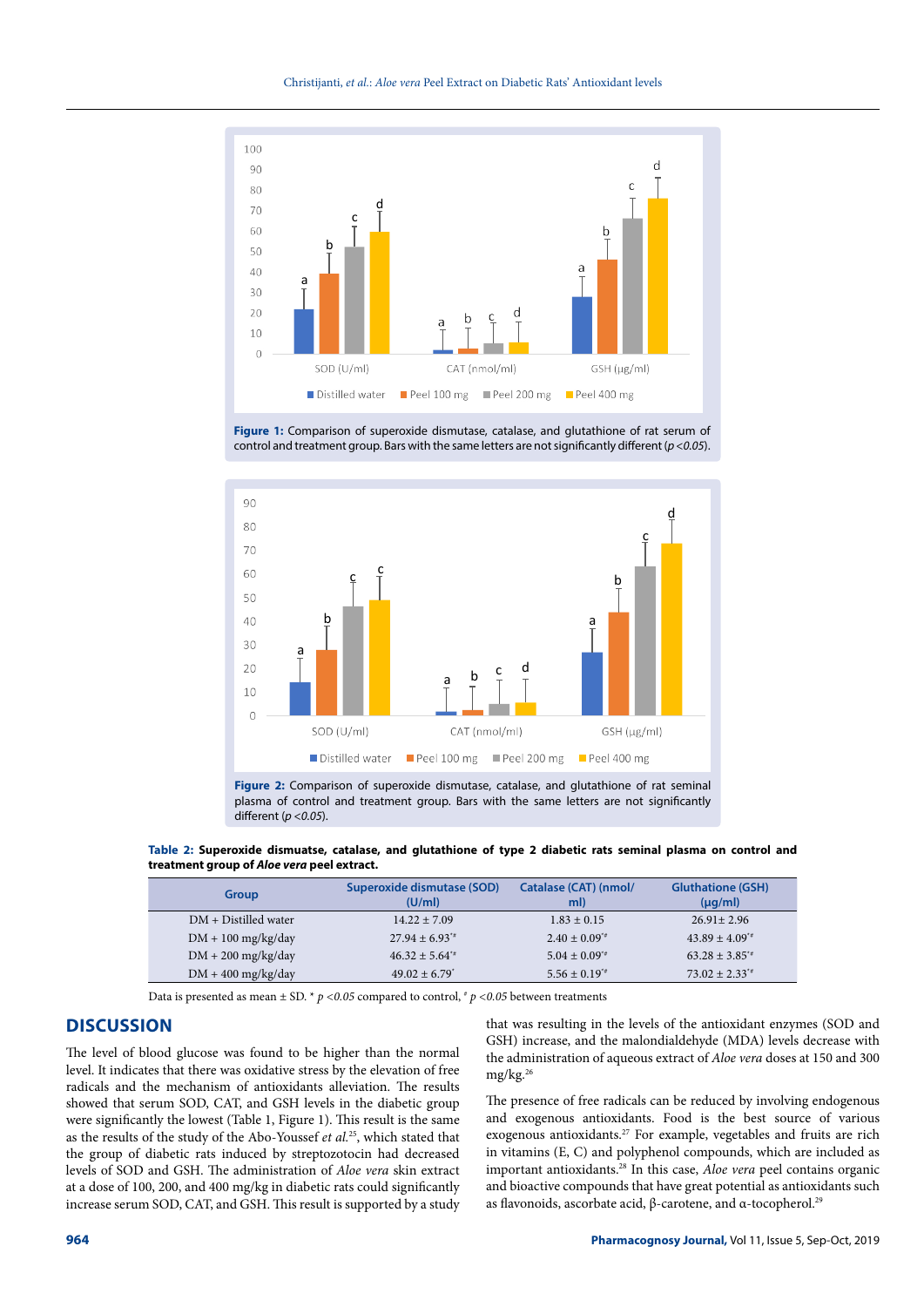**Figure 1:** Comparison of superoxide dismutase, catalase, and glutathione of rat serum of control and treatment group. Bars with the same letters are not significantly different ($p < 0.05$).

**Figure 2:** Comparison of superoxide dismutase, catalase, and glutathione of rat seminal plasma of control and treatment group. Bars with the same letters are not significantly different ($p < 0.05$).

**Table 2: Superoxide dismuatse, catalase, and glutathione of type 2 diabetic rats seminal plasma on control and treatment group of *Aloe vera* peel extract.**

| Group | Superoxide dismutase (SOD) (U/ml) | Catalase (CAT) (nmol/ml) | Gluthatione (GSH) (µg/ml) |
|---|---|---|---|
| DM + Distilled water | 14.22 ± 7.09 | 1.83 ± 0.15 | 26.91± 2.96 |
| DM + 100 mg/kg/day | 27.94 ± 6.93*# | 2.40 ± 0.09*# | 43.89 ± 4.09*# |
| DM + 200 mg/kg/day | 46.32 ± 5.64*# | 5.04 ± 0.09*# | 63.28 ± 3.85*# |
| DM + 400 mg/kg/day | 49.02 ± 6.79* | 5.56 ± 0.19*# | 73.02 ± 2.33*# |

Data is presented as mean ± SD. * $p < 0.05$ compared to control, # $p < 0.05$ between treatments

## DISCUSSION

The level of blood glucose was found to be higher than the normal level. It indicates that there was oxidative stress by the elevation of free radicals and the mechanism of antioxidants alleviation. The results showed that serum SOD, CAT, and GSH levels in the diabetic group were significantly the lowest (Table 1, Figure 1). This result is the same as the results of the study of the Abo-Youssef *et al.*[25], which stated that the group of diabetic rats induced by streptozotocin had decreased levels of SOD and GSH. The administration of *Aloe vera* skin extract at a dose of 100, 200, and 400 mg/kg in diabetic rats could significantly increase serum SOD, CAT, and GSH. This result is supported by a study that was resulting in the levels of the antioxidant enzymes (SOD and GSH) increase, and the malondialdehyde (MDA) levels decrease with the administration of aqueous extract of *Aloe vera* doses at 150 and 300 mg/kg.[26]

The presence of free radicals can be reduced by involving endogenous and exogenous antioxidants. Food is the best source of various exogenous antioxidants.[27] For example, vegetables and fruits are rich in vitamins (E, C) and polyphenol compounds, which are included as important antioxidants.[28] In this case, *Aloe vera* peel contains organic and bioactive compounds that have great potential as antioxidants such as flavonoids, ascorbate acid, β-carotene, and α-tocopherol.[29]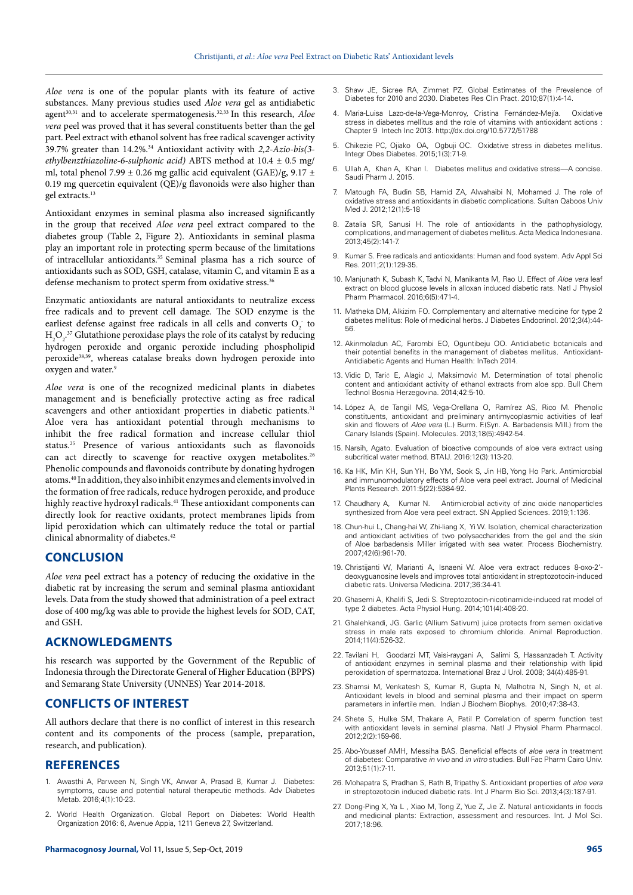*Aloe vera* is one of the popular plants with its feature of active substances. Many previous studies used *Aloe vera* gel as antidiabetic agent[30,31] and to accelerate spermatogenesis.[32,33] In this research, *Aloe vera* peel was proved that it has several constituents better than the gel part. Peel extract with ethanol solvent has free radical scavenger activity 39.7% greater than 14.2%.[34] Antioxidant activity with *2,2-Azio-bis(3-ethylbenzthiazoline-6-sulphonic acid)* ABTS method at 10.4 ± 0.5 mg/ml, total phenol 7.99 ± 0.26 mg gallic acid equivalent (GAE)/g, 9.17 ± 0.19 mg quercetin equivalent (QE)/g flavonoids were also higher than gel extracts.[13]

Antioxidant enzymes in seminal plasma also increased significantly in the group that received *Aloe vera* peel extract compared to the diabetes group (Table 2, Figure 2). Antioxidants in seminal plasma play an important role in protecting sperm because of the limitations of intracellular antioxidants.[35] Seminal plasma has a rich source of antioxidants such as SOD, GSH, catalase, vitamin C, and vitamin E as a defense mechanism to protect sperm from oxidative stress.[36]

Enzymatic antioxidants are natural antioxidants to neutralize excess free radicals and to prevent cell damage. The SOD enzyme is the earliest defense against free radicals in all cells and converts $O_2^-$ to $H_2O_2$.[37] Glutathione peroxidase plays the role of its catalyst by reducing hydrogen peroxide and organic peroxide including phospholipid peroxide[38,39], whereas catalase breaks down hydrogen peroxide into oxygen and water.[9]

*Aloe vera* is one of the recognized medicinal plants in diabetes management and is beneficially protective acting as free radical scavengers and other antioxidant properties in diabetic patients.[31] Aloe vera has antioxidant potential through mechanisms to inhibit the free radical formation and increase cellular thiol status.[25] Presence of various antioxidants such as flavonoids can act directly to scavenge for reactive oxygen metabolites.[26] Phenolic compounds and flavonoids contribute by donating hydrogen atoms.[40] In addition, they also inhibit enzymes and elements involved in the formation of free radicals, reduce hydrogen peroxide, and produce highly reactive hydroxyl radicals.[41] These antioxidant components can directly look for reactive oxidants, protect membranes lipids from lipid peroxidation which can ultimately reduce the total or partial clinical abnormality of diabetes.[42]

## CONCLUSION

*Aloe vera* peel extract has a potency of reducing the oxidative in the diabetic rat by increasing the serum and seminal plasma antioxidant levels. Data from the study showed that administration of a peel extract dose of 400 mg/kg was able to provide the highest levels for SOD, CAT, and GSH.

## ACKNOWLEDGMENTS

his research was supported by the Government of the Republic of Indonesia through the Directorate General of Higher Education (BPPS) and Semarang State University (UNNES) Year 2014-2018.

## CONFLICTS OF INTEREST

All authors declare that there is no conflict of interest in this research content and its components of the process (sample, preparation, research, and publication).

## REFERENCES

1. Awasthi A, Parween N, Singh VK, Anwar A, Prasad B, Kumar J. Diabetes: symptoms, cause and potential natural therapeutic methods. Adv Diabetes Metab. 2016;4(1):10-23.
2. World Health Organization. Global Report on Diabetes: World Health Organization 2016: 6, Avenue Appia, 1211 Geneva 27, Switzerland.
3. Shaw JE, Sicree RA, Zimmet PZ. Global Estimates of the Prevalence of Diabetes for 2010 and 2030. Diabetes Res Clin Pract. 2010;87(1):4-14.
4. Maria-Luisa Lazo-de-la-Vega-Monroy, Cristina Fernández-Mejía. Oxidative stress in diabetes mellitus and the role of vitamins with antioxidant actions : Chapter 9 Intech Inc 2013. http://dx.doi.org/10.5772/51788
5. Chikezie PC, Ojiako OA, Ogbuji OC. Oxidative stress in diabetes mellitus. Integr Obes Diabetes. 2015;1(3):71-9.
6. Ullah A, Khan A, Khan I. Diabetes mellitus and oxidative stress—A concise. Saudi Pharm J. 2015.
7. Matough FA, Budin SB, Hamid ZA, Alwahaibi N, Mohamed J. The role of oxidative stress and antioxidants in diabetic complications. Sultan Qaboos Univ Med J. 2012;12(1):5-18
8. Zatalia SR, Sanusi H. The role of antioxidants in the pathophysiology, complications, and management of diabetes mellitus. Acta Medica Indonesiana. 2013;45(2):141-7.
9. Kumar S. Free radicals and antioxidants: Human and food system. Adv Appl Sci Res. 2011;2(1):129-35.
10. Manjunath K, Subash K, Tadvi N, Manikanta M, Rao U. Effect of *Aloe vera* leaf extract on blood glucose levels in alloxan induced diabetic rats. Natl J Physiol Pharm Pharmacol. 2016;6(5):471-4.
11. Matheka DM, Alkizim FO. Complementary and alternative medicine for type 2 diabetes mellitus: Role of medicinal herbs. J Diabetes Endocrinol. 2012;3(4):44-56.
12. Akinmoladun AC, Farombi EO, Oguntibeju OO. Antidiabetic botanicals and their potential benefits in the management of diabetes mellitus. Antioxidant-Antidiabetic Agents and Human Health: InTech 2014.
13. Vidic D, Tarić E, Alagić J, Maksimović M. Determination of total phenolic content and antioxidant activity of ethanol extracts from aloe spp. Bull Chem Technol Bosnia Herzegovina. 2014;42:5-10.
14. López A, de Tangil MS, Vega-Orellana O, Ramírez AS, Rico M. Phenolic constituents, antioxidant and preliminary antimycoplasmic activities of leaf skin and flowers of *Aloe vera* (L.) Burm. F.(Syn. A. Barbadensis Mill.) from the Canary Islands (Spain). Molecules. 2013;18(5):4942-54.
15. Narsih, Agato. Evaluation of bioactive compounds of aloe vera extract using subcritical water method. BTAIJ. 2016:12(3):113-20.
16. Ka HK, Min KH, Sun YH, Bo YM, Sook S, Jin HB, Yong Ho Park. Antimicrobial and immunomodulatory effects of Aloe vera peel extract. Journal of Medicinal Plants Research. 2011:5(22):5384-92.
17. Chaudhary A, Kumar N. Antimicrobial activity of zinc oxide nanoparticles synthesized from Aloe vera peel extract. SN Applied Sciences. 2019;1:136.
18. Chun-hui L, Chang-hai W, Zhi-liang X, Yi W. Isolation, chemical characterization and antioxidant activities of two polysaccharides from the gel and the skin of Aloe barbadensis Miller irrigated with sea water. Process Biochemistry. 2007;42(6):961-70.
19. Christijanti W, Marianti A, Isnaeni W. Aloe vera extract reduces 8-oxo-2'-deoxyguanosine levels and improves total antioxidant in streptozotocin-induced diabetic rats. Universa Medicina. 2017;36:34-41.
20. Ghasemi A, Khalifi S, Jedi S. Streptozotocin-nicotinamide-induced rat model of type 2 diabetes. Acta Physiol Hung. 2014;101(4):408-20.
21. Ghalehkandi, JG. Garlic (Allium Sativum) juice protects from semen oxidative stress in male rats exposed to chromium chloride. Animal Reproduction. 2014;11(4):526-32.
22. Tavilani H, Goodarzi MT, Vaisi-raygani A, Salimi S, Hassanzadeh T. Activity of antioxidant enzymes in seminal plasma and their relationship with lipid peroxidation of spermatozoa. International Braz J Urol. 2008; 34(4):485-91.
23. Shamsi M, Venkatesh S, Kumar R, Gupta N, Malhotra N, Singh N, et al. Antioxidant levels in blood and seminal plasma and their impact on sperm parameters in infertile men. Indian J Biochem Biophys. 2010;47:38-43.
24. Shete S, Hulke SM, Thakare A, Patil P. Correlation of sperm function test with antioxidant levels in seminal plasma. Natl J Physiol Pharm Pharmacol. 2012;2(2):159-66.
25. Abo-Youssef AMH, Messiha BAS. Beneficial effects of *aloe vera* in treatment of diabetes: Comparative *in vivo* and *in vitro* studies. Bull Fac Pharm Cairo Univ. 2013;51(1):7-11.
26. Mohapatra S, Pradhan S, Rath B, Tripathy S. Antioxidant properties of *aloe vera* in streptozotocin induced diabetic rats. Int J Pharm Bio Sci. 2013;4(3):187-91.
27. Dong-Ping X, Ya L , Xiao M, Tong Z, Yue Z, Jie Z. Natural antioxidants in foods and medicinal plants: Extraction, assessment and resources. Int. J Mol Sci. 2017;18:96.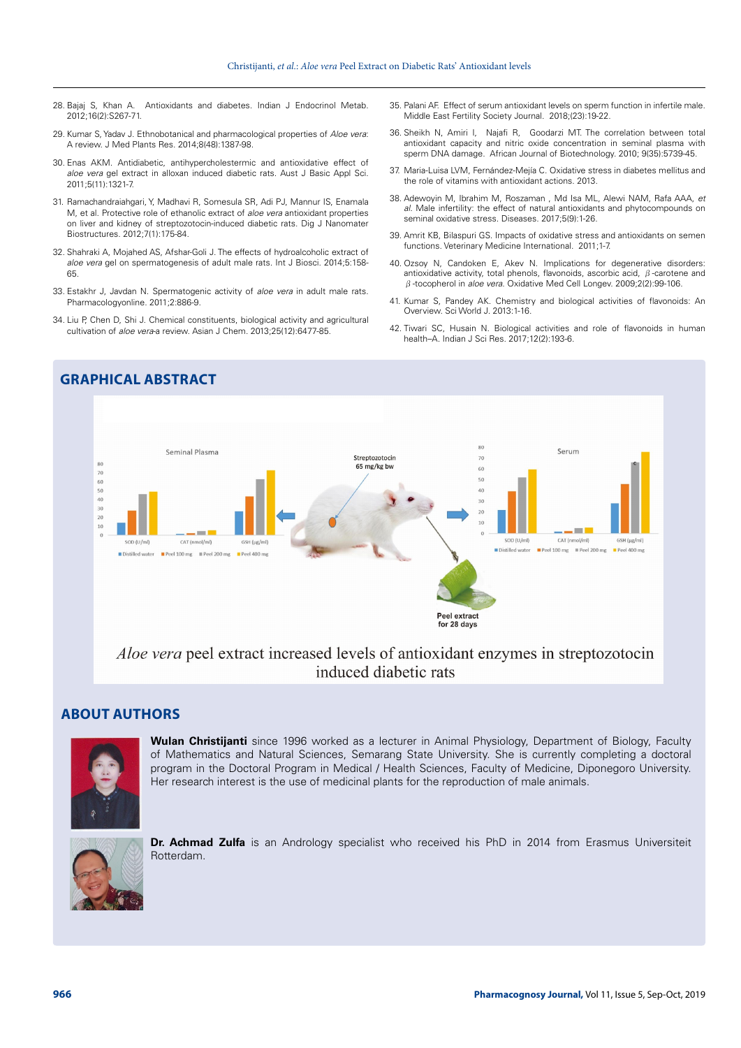28. Bajaj S, Khan A. Antioxidants and diabetes. Indian J Endocrinol Metab. 2012;16(2):S267-71.

29. Kumar S, Yadav J. Ethnobotanical and pharmacological properties of *Aloe vera*: A review. J Med Plants Res. 2014;8(48):1387-98.

30. Enas AKM. Antidiabetic, antihypercholestermic and antioxidative effect of *aloe vera* gel extract in alloxan induced diabetic rats. Aust J Basic Appl Sci. 2011;5(11):1321-7.

31. Ramachandraiahgari, Y, Madhavi R, Somesula SR, Adi PJ, Mannur IS, Enamala M, et al. Protective role of ethanolic extract of *aloe vera* antioxidant properties on liver and kidney of streptozotocin-induced diabetic rats. Dig J Nanomater Biostructures. 2012;7(1):175-84.

32. Shahraki A, Mojahed AS, Afshar-Goli J. The effects of hydroalcoholic extract of *aloe vera* gel on spermatogenesis of adult male rats. Int J Biosci. 2014;5:158-65.

33. Estakhr J, Javdan N. Spermatogenic activity of *aloe vera* in adult male rats. Pharmacologyonline. 2011;2:886-9.

34. Liu P, Chen D, Shi J. Chemical constituents, biological activity and agricultural cultivation of *aloe vera*-a review. Asian J Chem. 2013;25(12):6477-85.

35. Palani AF. Effect of serum antioxidant levels on sperm function in infertile male. Middle East Fertility Society Journal. 2018;(23):19-22.

36. Sheikh N, Amiri I, Najafi R, Goodarzi MT. The correlation between total antioxidant capacity and nitric oxide concentration in seminal plasma with sperm DNA damage. African Journal of Biotechnology. 2010; 9(35):5739-45.

37. Maria-Luisa LVM, Fernández-Mejía C. Oxidative stress in diabetes mellitus and the role of vitamins with antioxidant actions. 2013.

38. Adewoyin M, Ibrahim M, Roszaman , Md Isa ML, Alewi NAM, Rafa AAA, *et al.* Male infertility: the effect of natural antioxidants and phytocompounds on seminal oxidative stress. Diseases. 2017;5(9):1-26.

39. Amrit KB, Bilaspuri GS. Impacts of oxidative stress and antioxidants on semen functions. Veterinary Medicine International. 2011;1-7.

40. Ozsoy N, Candoken E, Akev N. Implications for degenerative disorders: antioxidative activity, total phenols, flavonoids, ascorbic acid, $\beta$-carotene and $\beta$-tocopherol in *aloe vera*. Oxidative Med Cell Longev. 2009;2(2):99-106.

41. Kumar S, Pandey AK. Chemistry and biological activities of flavonoids: An Overview. Sci World J. 2013:1-16.

42. Tiwari SC, Husain N. Biological activities and role of flavonoids in human health–A. Indian J Sci Res. 2017;12(2):193-6.

## GRAPHICAL ABSTRACT

*Aloe vera* peel extract increased levels of antioxidant enzymes in streptozotocin induced diabetic rats

## ABOUT AUTHORS

**Wulan Christijanti** since 1996 worked as a lecturer in Animal Physiology, Department of Biology, Faculty of Mathematics and Natural Sciences, Semarang State University. She is currently completing a doctoral program in the Doctoral Program in Medical / Health Sciences, Faculty of Medicine, Diponegoro University. Her research interest is the use of medicinal plants for the reproduction of male animals.

**Dr. Achmad Zulfa** is an Andrology specialist who received his PhD in 2014 from Erasmus Universiteit Rotterdam.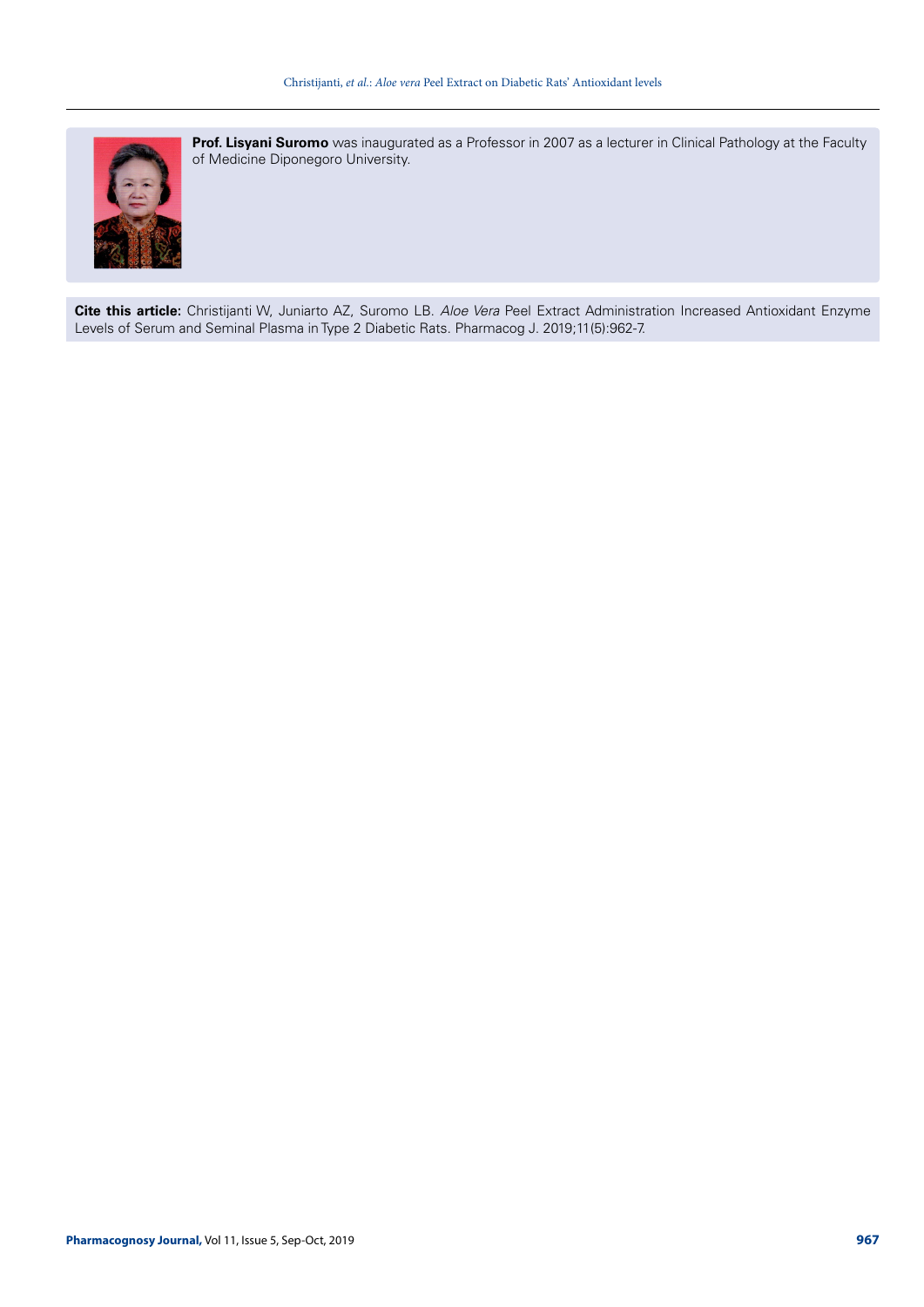**Prof. Lisyani Suromo** was inaugurated as a Professor in 2007 as a lecturer in Clinical Pathology at the Faculty of Medicine Diponegoro University.

**Cite this article:** Christijanti W, Juniarto AZ, Suromo LB. *Aloe Vera* Peel Extract Administration Increased Antioxidant Enzyme Levels of Serum and Seminal Plasma in Type 2 Diabetic Rats. Pharmacog J. 2019;11(5):962-7.